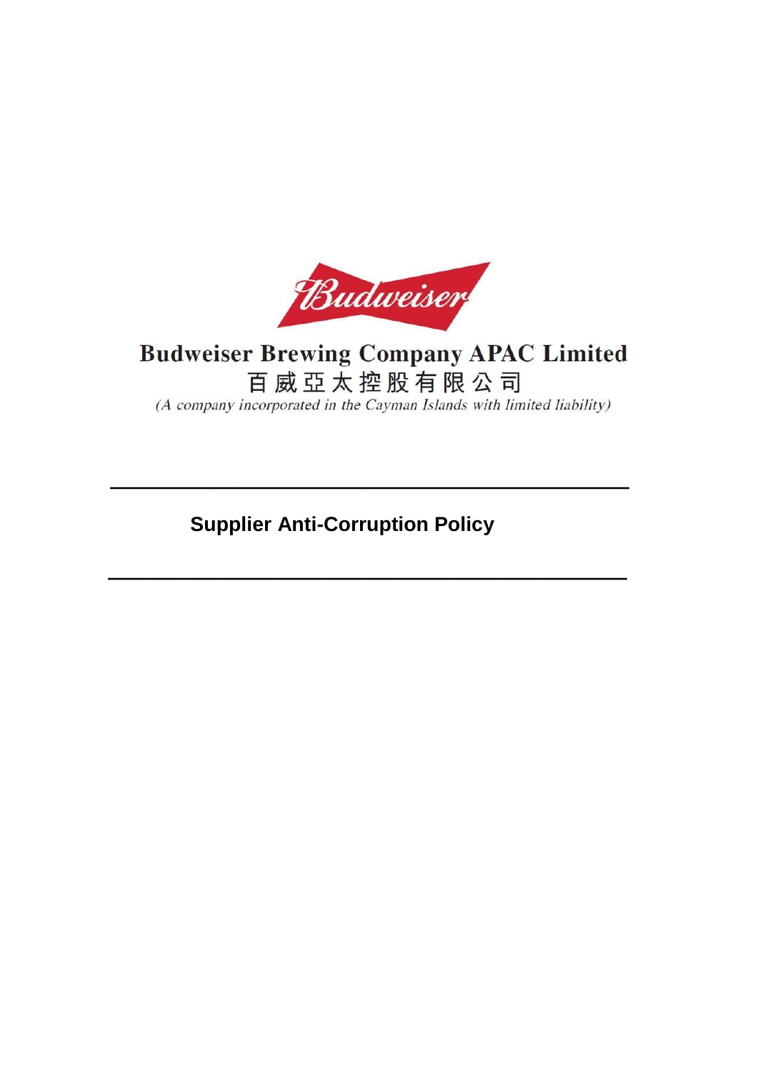Budweiser

# Budweiser Brewing Company APAC Limited

百威亞太控股有限公司

*(A company incorporated in the Cayman Islands with limited liability)*

---

## Supplier Anti-Corruption Policy

---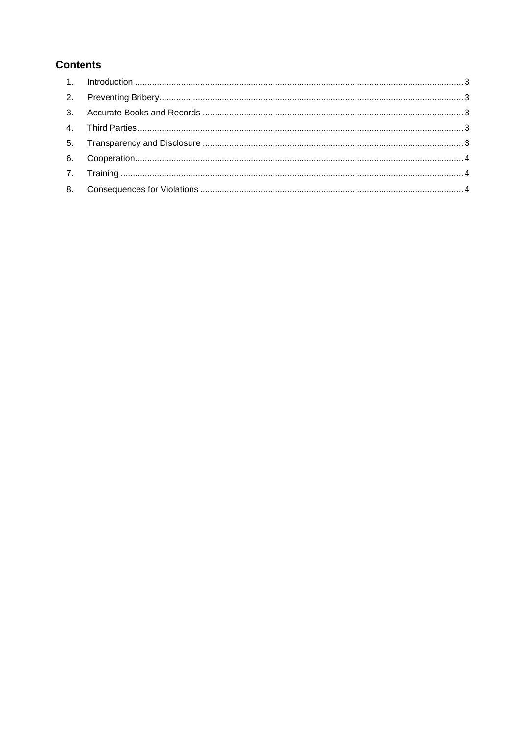## Contents

1. Introduction ........................................................................................................................................ 3
2. Preventing Bribery.............................................................................................................................. 3
3. Accurate Books and Records ............................................................................................................ 3
4. Third Parties........................................................................................................................................ 3
5. Transparency and Disclosure ............................................................................................................ 3
6. Cooperation........................................................................................................................................ 4
7. Training .............................................................................................................................................. 4
8. Consequences for Violations ............................................................................................................. 4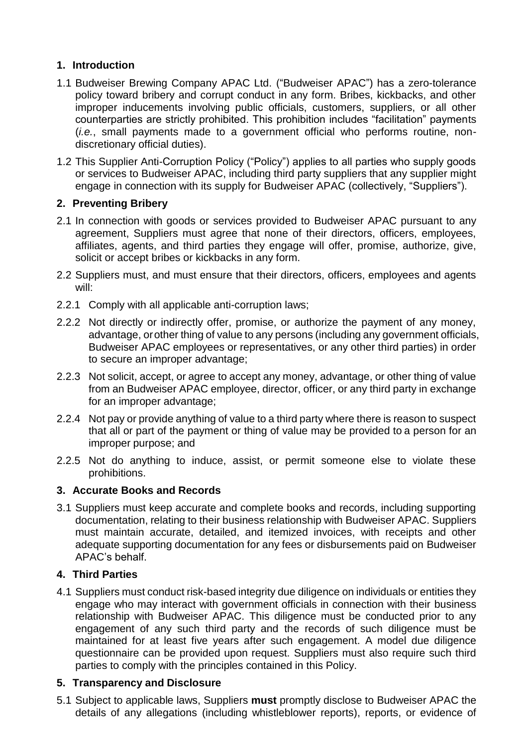## 1. Introduction

1.1 Budweiser Brewing Company APAC Ltd. ("Budweiser APAC") has a zero-tolerance policy toward bribery and corrupt conduct in any form. Bribes, kickbacks, and other improper inducements involving public officials, customers, suppliers, or all other counterparties are strictly prohibited. This prohibition includes "facilitation" payments (*i.e.*, small payments made to a government official who performs routine, non-discretionary official duties).

1.2 This Supplier Anti-Corruption Policy ("Policy") applies to all parties who supply goods or services to Budweiser APAC, including third party suppliers that any supplier might engage in connection with its supply for Budweiser APAC (collectively, "Suppliers").

## 2. Preventing Bribery

2.1 In connection with goods or services provided to Budweiser APAC pursuant to any agreement, Suppliers must agree that none of their directors, officers, employees, affiliates, agents, and third parties they engage will offer, promise, authorize, give, solicit or accept bribes or kickbacks in any form.

2.2 Suppliers must, and must ensure that their directors, officers, employees and agents will:

2.2.1 Comply with all applicable anti-corruption laws;

2.2.2 Not directly or indirectly offer, promise, or authorize the payment of any money, advantage, or other thing of value to any persons (including any government officials, Budweiser APAC employees or representatives, or any other third parties) in order to secure an improper advantage;

2.2.3 Not solicit, accept, or agree to accept any money, advantage, or other thing of value from an Budweiser APAC employee, director, officer, or any third party in exchange for an improper advantage;

2.2.4 Not pay or provide anything of value to a third party where there is reason to suspect that all or part of the payment or thing of value may be provided to a person for an improper purpose; and

2.2.5 Not do anything to induce, assist, or permit someone else to violate these prohibitions.

## 3. Accurate Books and Records

3.1 Suppliers must keep accurate and complete books and records, including supporting documentation, relating to their business relationship with Budweiser APAC. Suppliers must maintain accurate, detailed, and itemized invoices, with receipts and other adequate supporting documentation for any fees or disbursements paid on Budweiser APAC's behalf.

## 4. Third Parties

4.1 Suppliers must conduct risk-based integrity due diligence on individuals or entities they engage who may interact with government officials in connection with their business relationship with Budweiser APAC. This diligence must be conducted prior to any engagement of any such third party and the records of such diligence must be maintained for at least five years after such engagement. A model due diligence questionnaire can be provided upon request. Suppliers must also require such third parties to comply with the principles contained in this Policy.

## 5. Transparency and Disclosure

5.1 Subject to applicable laws, Suppliers **must** promptly disclose to Budweiser APAC the details of any allegations (including whistleblower reports), reports, or evidence of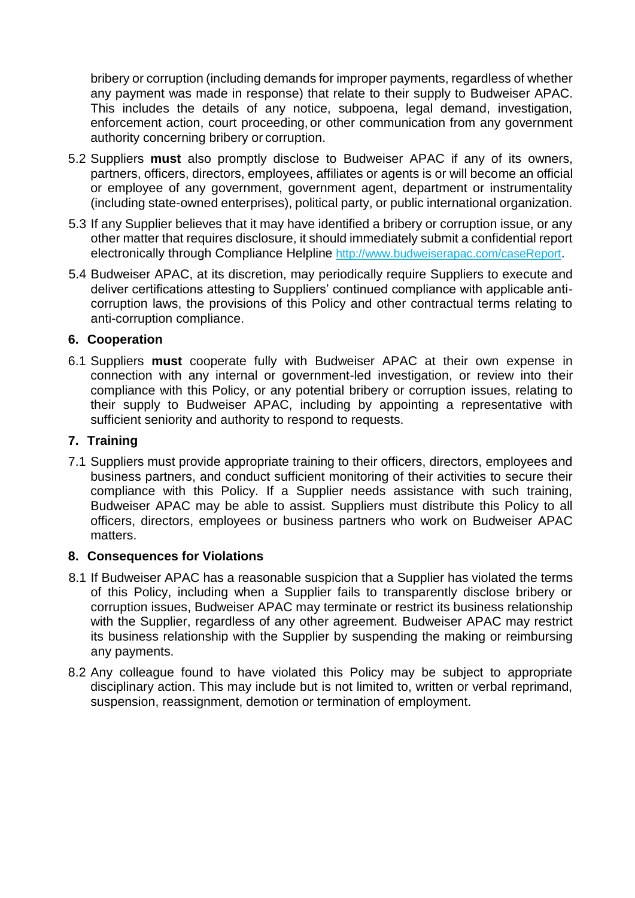bribery or corruption (including demands for improper payments, regardless of whether any payment was made in response) that relate to their supply to Budweiser APAC. This includes the details of any notice, subpoena, legal demand, investigation, enforcement action, court proceeding, or other communication from any government authority concerning bribery or corruption.

5.2 Suppliers **must** also promptly disclose to Budweiser APAC if any of its owners, partners, officers, directors, employees, affiliates or agents is or will become an official or employee of any government, government agent, department or instrumentality (including state-owned enterprises), political party, or public international organization.

5.3 If any Supplier believes that it may have identified a bribery or corruption issue, or any other matter that requires disclosure, it should immediately submit a confidential report electronically through Compliance Helpline http://www.budweiserapac.com/caseReport.

5.4 Budweiser APAC, at its discretion, may periodically require Suppliers to execute and deliver certifications attesting to Suppliers' continued compliance with applicable anti-corruption laws, the provisions of this Policy and other contractual terms relating to anti-corruption compliance.

## 6. Cooperation

6.1 Suppliers **must** cooperate fully with Budweiser APAC at their own expense in connection with any internal or government-led investigation, or review into their compliance with this Policy, or any potential bribery or corruption issues, relating to their supply to Budweiser APAC, including by appointing a representative with sufficient seniority and authority to respond to requests.

## 7. Training

7.1 Suppliers must provide appropriate training to their officers, directors, employees and business partners, and conduct sufficient monitoring of their activities to secure their compliance with this Policy. If a Supplier needs assistance with such training, Budweiser APAC may be able to assist. Suppliers must distribute this Policy to all officers, directors, employees or business partners who work on Budweiser APAC matters.

## 8. Consequences for Violations

8.1 If Budweiser APAC has a reasonable suspicion that a Supplier has violated the terms of this Policy, including when a Supplier fails to transparently disclose bribery or corruption issues, Budweiser APAC may terminate or restrict its business relationship with the Supplier, regardless of any other agreement. Budweiser APAC may restrict its business relationship with the Supplier by suspending the making or reimbursing any payments.

8.2 Any colleague found to have violated this Policy may be subject to appropriate disciplinary action. This may include but is not limited to, written or verbal reprimand, suspension, reassignment, demotion or termination of employment.